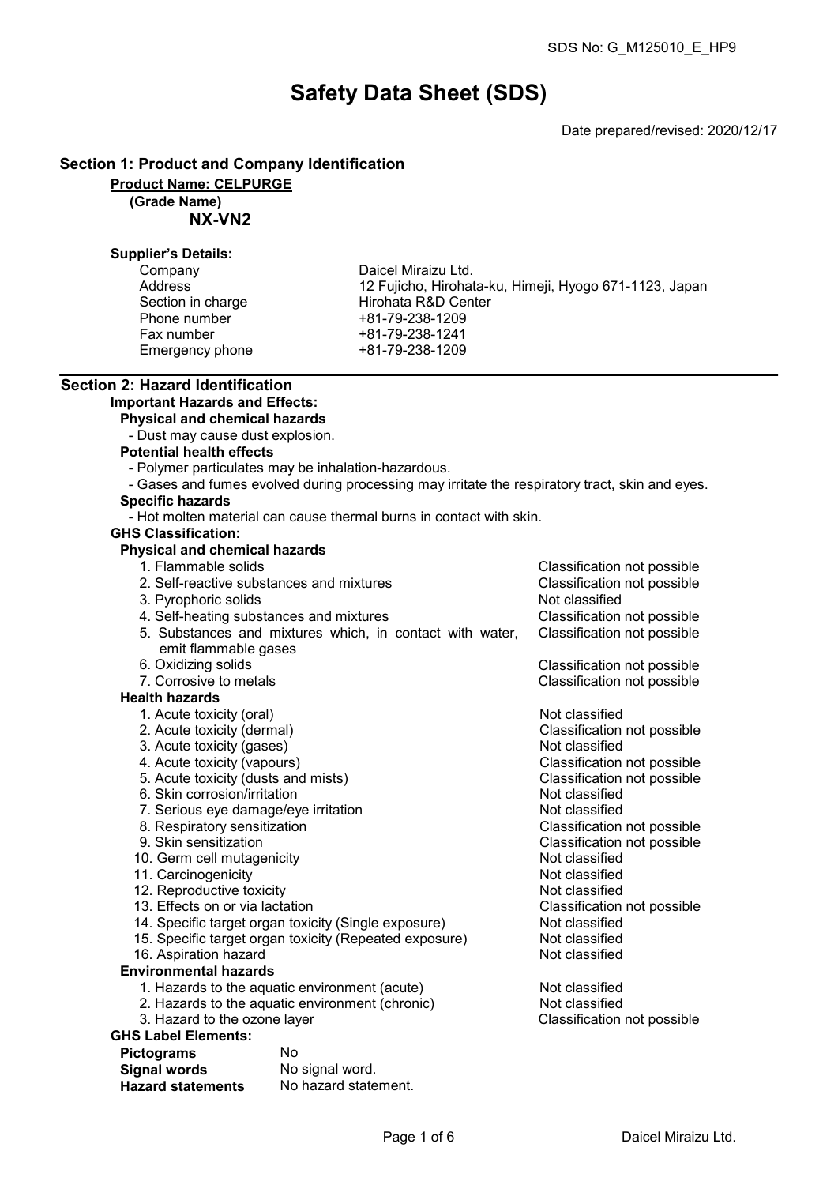SDS No: G_M125010_E_HP9

# Safety Data Sheet (SDS)

Date prepared/revised: 2020/12/17

## Section 1: Product and Company Identification

**Product Name: CELPURGE**

**(Grade Name)**

**NX-VN2**

**Supplier's Details:**

| | |
|---|---|
| Company | Daicel Miraizu Ltd. |
| Address | 12 Fujicho, Hirohata-ku, Himeji, Hyogo 671-1123, Japan |
| Section in charge | Hirohata R&D Center |
| Phone number | +81-79-238-1209 |
| Fax number | +81-79-238-1241 |
| Emergency phone | +81-79-238-1209 |

## Section 2: Hazard Identification

**Important Hazards and Effects:**

**Physical and chemical hazards**

- Dust may cause dust explosion.

**Potential health effects**

- Polymer particulates may be inhalation-hazardous.
- Gases and fumes evolved during processing may irritate the respiratory tract, skin and eyes.

**Specific hazards**

- Hot molten material can cause thermal burns in contact with skin.

**GHS Classification:**

**Physical and chemical hazards**

| | |
|---|---|
| 1. Flammable solids | Classification not possible |
| 2. Self-reactive substances and mixtures | Classification not possible |
| 3. Pyrophoric solids | Not classified |
| 4. Self-heating substances and mixtures | Classification not possible |
| 5. Substances and mixtures which, in contact with water, emit flammable gases | Classification not possible |
| 6. Oxidizing solids | Classification not possible |
| 7. Corrosive to metals | Classification not possible |

**Health hazards**

| | |
|---|---|
| 1. Acute toxicity (oral) | Not classified |
| 2. Acute toxicity (dermal) | Classification not possible |
| 3. Acute toxicity (gases) | Not classified |
| 4. Acute toxicity (vapours) | Classification not possible |
| 5. Acute toxicity (dusts and mists) | Classification not possible |
| 6. Skin corrosion/irritation | Not classified |
| 7. Serious eye damage/eye irritation | Not classified |
| 8. Respiratory sensitization | Classification not possible |
| 9. Skin sensitization | Classification not possible |
| 10. Germ cell mutagenicity | Not classified |
| 11. Carcinogenicity | Not classified |
| 12. Reproductive toxicity | Not classified |
| 13. Effects on or via lactation | Classification not possible |
| 14. Specific target organ toxicity (Single exposure) | Not classified |
| 15. Specific target organ toxicity (Repeated exposure) | Not classified |
| 16. Aspiration hazard | Not classified |

**Environmental hazards**

| | |
|---|---|
| 1. Hazards to the aquatic environment (acute) | Not classified |
| 2. Hazards to the aquatic environment (chronic) | Not classified |
| 3. Hazard to the ozone layer | Classification not possible |

**GHS Label Elements:**

| | |
|---|---|
| **Pictograms** | No |
| **Signal words** | No signal word. |
| **Hazard statements** | No hazard statement. |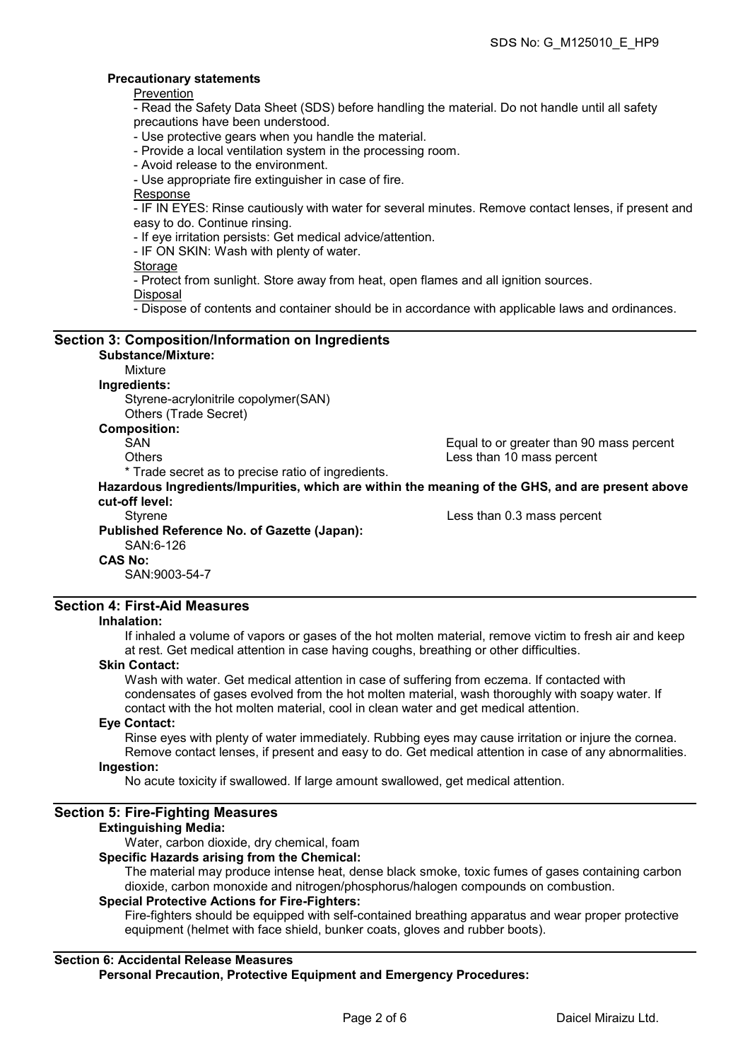**Precautionary statements**

Prevention

- Read the Safety Data Sheet (SDS) before handling the material. Do not handle until all safety precautions have been understood.
- Use protective gears when you handle the material.
- Provide a local ventilation system in the processing room.
- Avoid release to the environment.
- Use appropriate fire extinguisher in case of fire.

Response

- IF IN EYES: Rinse cautiously with water for several minutes. Remove contact lenses, if present and easy to do. Continue rinsing.
- If eye irritation persists: Get medical advice/attention.
- IF ON SKIN: Wash with plenty of water.

Storage

- Protect from sunlight. Store away from heat, open flames and all ignition sources.

Disposal

- Dispose of contents and container should be in accordance with applicable laws and ordinances.

## Section 3: Composition/Information on Ingredients

**Substance/Mixture:**

Mixture

**Ingredients:**

Styrene-acrylonitrile copolymer(SAN)
Others (Trade Secret)

**Composition:**

SAN — Equal to or greater than 90 mass percent
Others — Less than 10 mass percent

* Trade secret as to precise ratio of ingredients.

**Hazardous Ingredients/Impurities, which are within the meaning of the GHS, and are present above cut-off level:**

Styrene — Less than 0.3 mass percent

**Published Reference No. of Gazette (Japan):**

SAN:6-126

**CAS No:**

SAN:9003-54-7

## Section 4: First-Aid Measures

**Inhalation:**

If inhaled a volume of vapors or gases of the hot molten material, remove victim to fresh air and keep at rest. Get medical attention in case having coughs, breathing or other difficulties.

**Skin Contact:**

Wash with water. Get medical attention in case of suffering from eczema. If contacted with condensates of gases evolved from the hot molten material, wash thoroughly with soapy water. If contact with the hot molten material, cool in clean water and get medical attention.

**Eye Contact:**

Rinse eyes with plenty of water immediately. Rubbing eyes may cause irritation or injure the cornea. Remove contact lenses, if present and easy to do. Get medical attention in case of any abnormalities.

**Ingestion:**

No acute toxicity if swallowed. If large amount swallowed, get medical attention.

## Section 5: Fire-Fighting Measures

**Extinguishing Media:**

Water, carbon dioxide, dry chemical, foam

**Specific Hazards arising from the Chemical:**

The material may produce intense heat, dense black smoke, toxic fumes of gases containing carbon dioxide, carbon monoxide and nitrogen/phosphorus/halogen compounds on combustion.

**Special Protective Actions for Fire-Fighters:**

Fire-fighters should be equipped with self-contained breathing apparatus and wear proper protective equipment (helmet with face shield, bunker coats, gloves and rubber boots).

## Section 6: Accidental Release Measures

**Personal Precaution, Protective Equipment and Emergency Procedures:**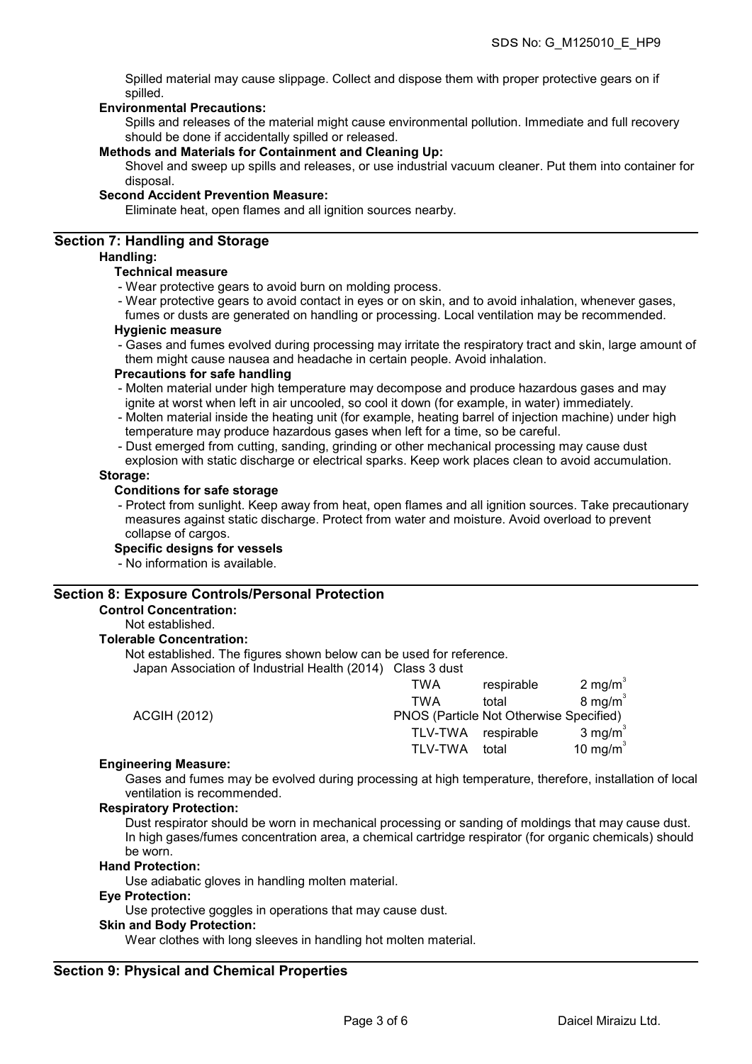Spilled material may cause slippage. Collect and dispose them with proper protective gears on if spilled.

**Environmental Precautions:**

Spills and releases of the material might cause environmental pollution. Immediate and full recovery should be done if accidentally spilled or released.

**Methods and Materials for Containment and Cleaning Up:**

Shovel and sweep up spills and releases, or use industrial vacuum cleaner. Put them into container for disposal.

**Second Accident Prevention Measure:**

Eliminate heat, open flames and all ignition sources nearby.

## Section 7: Handling and Storage

**Handling:**

**Technical measure**

- Wear protective gears to avoid burn on molding process.
- Wear protective gears to avoid contact in eyes or on skin, and to avoid inhalation, whenever gases, fumes or dusts are generated on handling or processing. Local ventilation may be recommended.

**Hygienic measure**

- Gases and fumes evolved during processing may irritate the respiratory tract and skin, large amount of them might cause nausea and headache in certain people. Avoid inhalation.

**Precautions for safe handling**

- Molten material under high temperature may decompose and produce hazardous gases and may ignite at worst when left in air uncooled, so cool it down (for example, in water) immediately.
- Molten material inside the heating unit (for example, heating barrel of injection machine) under high temperature may produce hazardous gases when left for a time, so be careful.
- Dust emerged from cutting, sanding, grinding or other mechanical processing may cause dust explosion with static discharge or electrical sparks. Keep work places clean to avoid accumulation.

**Storage:**

**Conditions for safe storage**

- Protect from sunlight. Keep away from heat, open flames and all ignition sources. Take precautionary measures against static discharge. Protect from water and moisture. Avoid overload to prevent collapse of cargos.

**Specific designs for vessels**

- No information is available.

## Section 8: Exposure Controls/Personal Protection

**Control Concentration:**

Not established.

**Tolerable Concentration:**

Not established. The figures shown below can be used for reference.

| | | | |
|---|---|---|---|
| Japan Association of Industrial Health (2014) | Class 3 dust | | |
| | TWA | respirable | 2 mg/m$^3$ |
| | TWA | total | 8 mg/m$^3$ |
| ACGIH (2012) | PNOS (Particle Not Otherwise Specified) | | |
| | TLV-TWA | respirable | 3 mg/m$^3$ |
| | TLV-TWA | total | 10 mg/m$^3$ |

**Engineering Measure:**

Gases and fumes may be evolved during processing at high temperature, therefore, installation of local ventilation is recommended.

**Respiratory Protection:**

Dust respirator should be worn in mechanical processing or sanding of moldings that may cause dust. In high gases/fumes concentration area, a chemical cartridge respirator (for organic chemicals) should be worn.

**Hand Protection:**

Use adiabatic gloves in handling molten material.

**Eye Protection:**

Use protective goggles in operations that may cause dust.

**Skin and Body Protection:**

Wear clothes with long sleeves in handling hot molten material.

## Section 9: Physical and Chemical Properties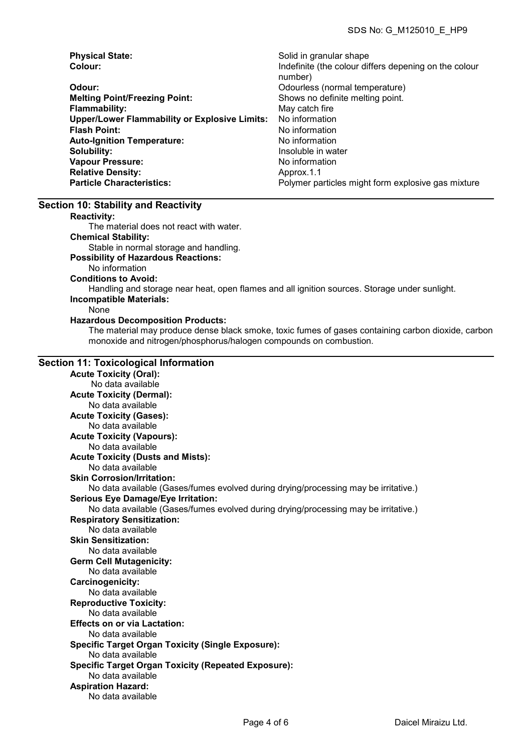| | |
|---|---|
| **Physical State:** | Solid in granular shape |
| **Colour:** | Indefinite (the colour differs depening on the colour number) |
| **Odour:** | Odourless (normal temperature) |
| **Melting Point/Freezing Point:** | Shows no definite melting point. |
| **Flammability:** | May catch fire |
| **Upper/Lower Flammability or Explosive Limits:** | No information |
| **Flash Point:** | No information |
| **Auto-Ignition Temperature:** | No information |
| **Solubility:** | Insoluble in water |
| **Vapour Pressure:** | No information |
| **Relative Density:** | Approx.1.1 |
| **Particle Characteristics:** | Polymer particles might form explosive gas mixture |

## Section 10: Stability and Reactivity

**Reactivity:**
The material does not react with water.

**Chemical Stability:**
Stable in normal storage and handling.

**Possibility of Hazardous Reactions:**
No information

**Conditions to Avoid:**
Handling and storage near heat, open flames and all ignition sources. Storage under sunlight.

**Incompatible Materials:**
None

**Hazardous Decomposition Products:**
The material may produce dense black smoke, toxic fumes of gases containing carbon dioxide, carbon monoxide and nitrogen/phosphorus/halogen compounds on combustion.

## Section 11: Toxicological Information

**Acute Toxicity (Oral):**
No data available

**Acute Toxicity (Dermal):**
No data available

**Acute Toxicity (Gases):**
No data available

**Acute Toxicity (Vapours):**
No data available

**Acute Toxicity (Dusts and Mists):**
No data available

**Skin Corrosion/Irritation:**
No data available (Gases/fumes evolved during drying/processing may be irritative.)

**Serious Eye Damage/Eye Irritation:**
No data available (Gases/fumes evolved during drying/processing may be irritative.)

**Respiratory Sensitization:**
No data available

**Skin Sensitization:**
No data available

**Germ Cell Mutagenicity:**
No data available

**Carcinogenicity:**
No data available

**Reproductive Toxicity:**
No data available

**Effects on or via Lactation:**
No data available

**Specific Target Organ Toxicity (Single Exposure):**
No data available

**Specific Target Organ Toxicity (Repeated Exposure):**
No data available

**Aspiration Hazard:**
No data available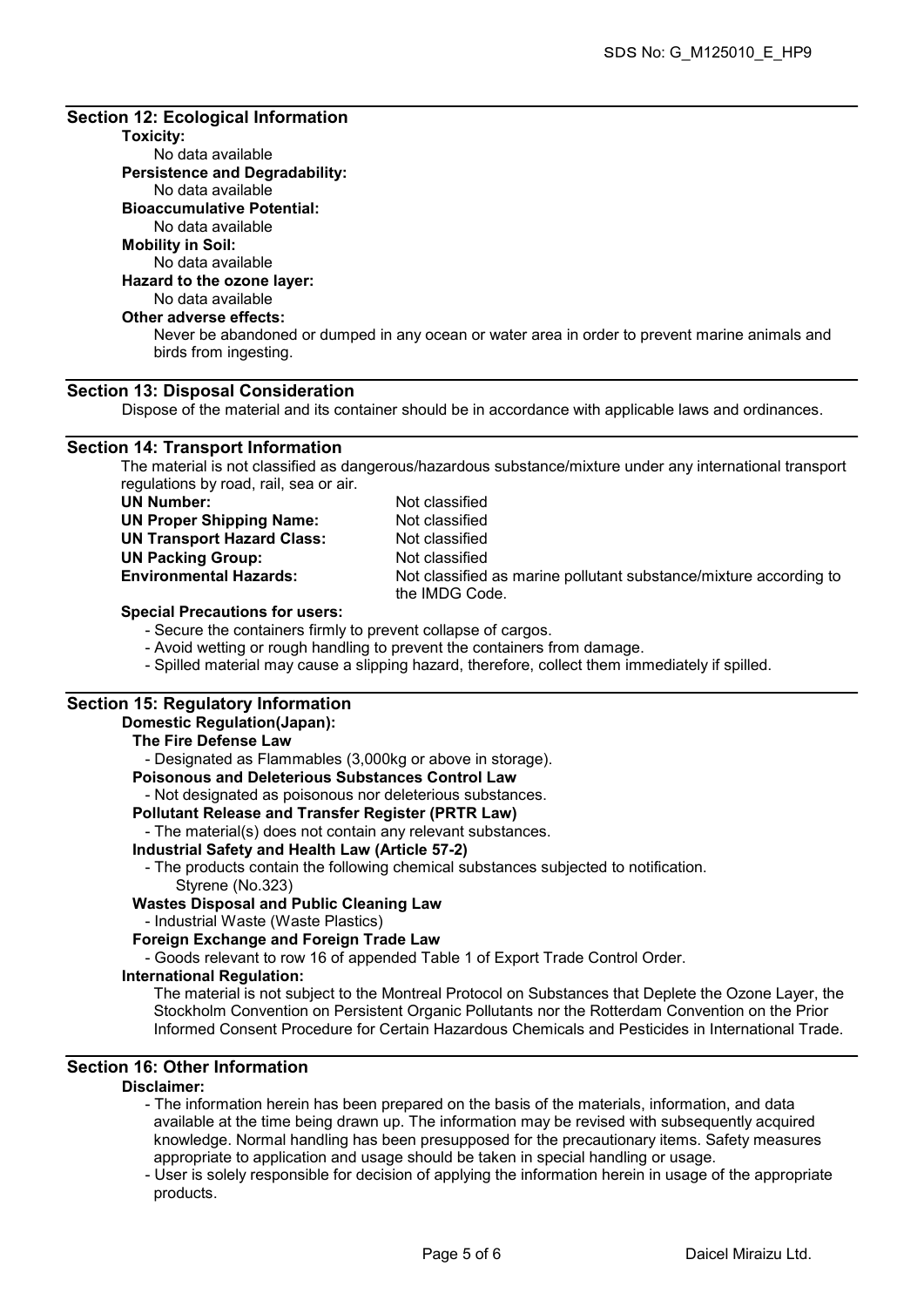## Section 12: Ecological Information

**Toxicity:**
No data available

**Persistence and Degradability:**
No data available

**Bioaccumulative Potential:**
No data available

**Mobility in Soil:**
No data available

**Hazard to the ozone layer:**
No data available

**Other adverse effects:**
Never be abandoned or dumped in any ocean or water area in order to prevent marine animals and birds from ingesting.

## Section 13: Disposal Consideration

Dispose of the material and its container should be in accordance with applicable laws and ordinances.

## Section 14: Transport Information

The material is not classified as dangerous/hazardous substance/mixture under any international transport regulations by road, rail, sea or air.

| | |
|---|---|
| **UN Number:** | Not classified |
| **UN Proper Shipping Name:** | Not classified |
| **UN Transport Hazard Class:** | Not classified |
| **UN Packing Group:** | Not classified |
| **Environmental Hazards:** | Not classified as marine pollutant substance/mixture according to the IMDG Code. |

**Special Precautions for users:**

- Secure the containers firmly to prevent collapse of cargos.
- Avoid wetting or rough handling to prevent the containers from damage.
- Spilled material may cause a slipping hazard, therefore, collect them immediately if spilled.

## Section 15: Regulatory Information

**Domestic Regulation(Japan):**

**The Fire Defense Law**
- Designated as Flammables (3,000kg or above in storage).

**Poisonous and Deleterious Substances Control Law**
- Not designated as poisonous nor deleterious substances.

**Pollutant Release and Transfer Register (PRTR Law)**
- The material(s) does not contain any relevant substances.

**Industrial Safety and Health Law (Article 57-2)**
- The products contain the following chemical substances subjected to notification.
  Styrene (No.323)

**Wastes Disposal and Public Cleaning Law**
- Industrial Waste (Waste Plastics)

**Foreign Exchange and Foreign Trade Law**
- Goods relevant to row 16 of appended Table 1 of Export Trade Control Order.

**International Regulation:**
The material is not subject to the Montreal Protocol on Substances that Deplete the Ozone Layer, the Stockholm Convention on Persistent Organic Pollutants nor the Rotterdam Convention on the Prior Informed Consent Procedure for Certain Hazardous Chemicals and Pesticides in International Trade.

## Section 16: Other Information

**Disclaimer:**

- The information herein has been prepared on the basis of the materials, information, and data available at the time being drawn up. The information may be revised with subsequently acquired knowledge. Normal handling has been presupposed for the precautionary items. Safety measures appropriate to application and usage should be taken in special handling or usage.
- User is solely responsible for decision of applying the information herein in usage of the appropriate products.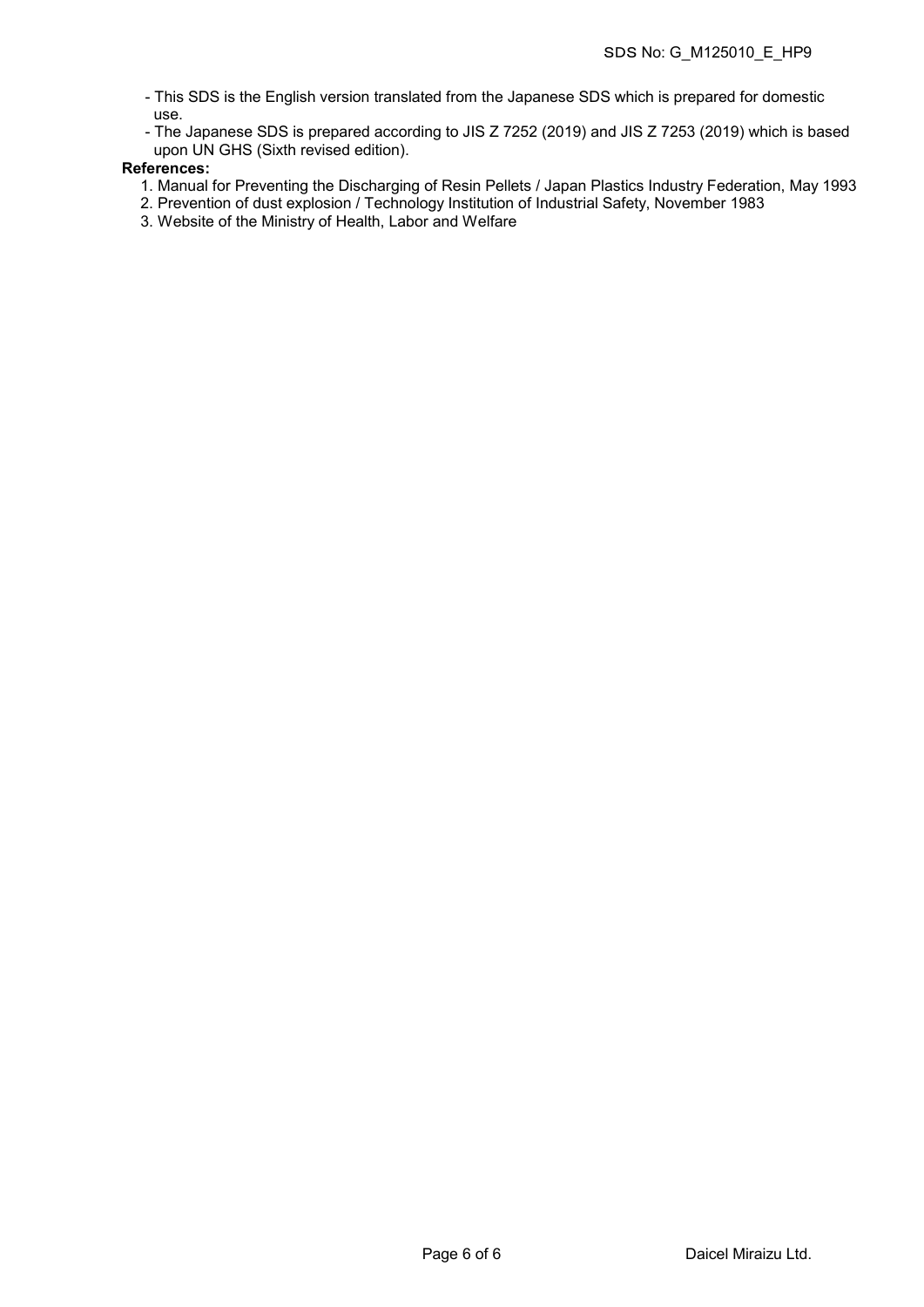- This SDS is the English version translated from the Japanese SDS which is prepared for domestic use.
- The Japanese SDS is prepared according to JIS Z 7252 (2019) and JIS Z 7253 (2019) which is based upon UN GHS (Sixth revised edition).

**References:**

1. Manual for Preventing the Discharging of Resin Pellets / Japan Plastics Industry Federation, May 1993
2. Prevention of dust explosion / Technology Institution of Industrial Safety, November 1983
3. Website of the Ministry of Health, Labor and Welfare